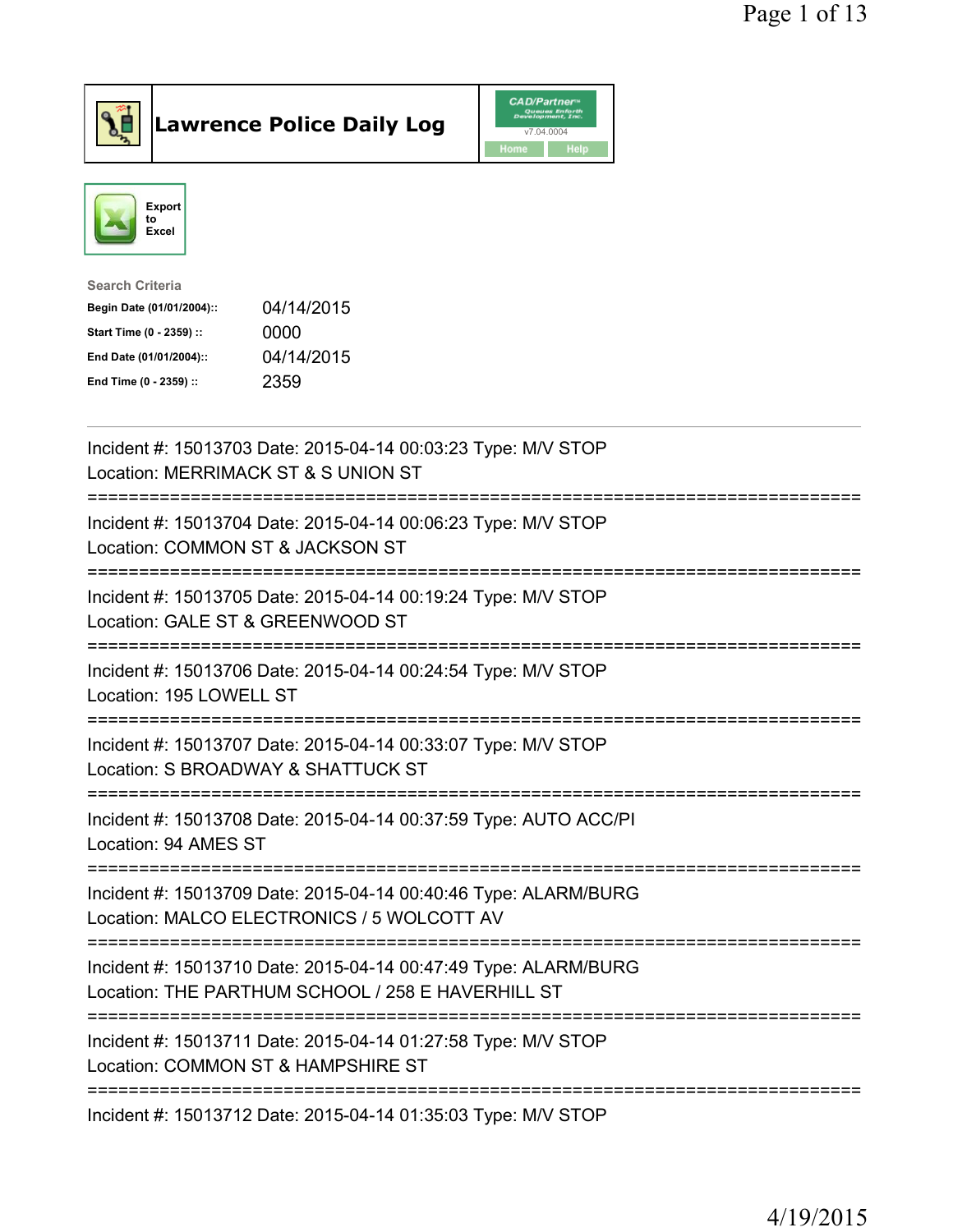# Lawrence Police Daily Log

CAD/Partner v7.04.0004

Home | Help

Export to Excel

**Search Criteria**

| | |
|---|---|
| **Begin Date (01/01/2004)::** | 04/14/2015 |
| **Start Time (0 - 2359) ::** | 0000 |
| **End Date (01/01/2004)::** | 04/14/2015 |
| **End Time (0 - 2359) ::** | 2359 |

---

Incident #: 15013703 Date: 2015-04-14 00:03:23 Type: M/V STOP
Location: MERRIMACK ST & S UNION ST

===========================================================================

Incident #: 15013704 Date: 2015-04-14 00:06:23 Type: M/V STOP
Location: COMMON ST & JACKSON ST

===========================================================================

Incident #: 15013705 Date: 2015-04-14 00:19:24 Type: M/V STOP
Location: GALE ST & GREENWOOD ST

===========================================================================

Incident #: 15013706 Date: 2015-04-14 00:24:54 Type: M/V STOP
Location: 195 LOWELL ST

===========================================================================

Incident #: 15013707 Date: 2015-04-14 00:33:07 Type: M/V STOP
Location: S BROADWAY & SHATTUCK ST

===========================================================================

Incident #: 15013708 Date: 2015-04-14 00:37:59 Type: AUTO ACC/PI
Location: 94 AMES ST

===========================================================================

Incident #: 15013709 Date: 2015-04-14 00:40:46 Type: ALARM/BURG
Location: MALCO ELECTRONICS / 5 WOLCOTT AV

===========================================================================

Incident #: 15013710 Date: 2015-04-14 00:47:49 Type: ALARM/BURG
Location: THE PARTHUM SCHOOL / 258 E HAVERHILL ST

===========================================================================

Incident #: 15013711 Date: 2015-04-14 01:27:58 Type: M/V STOP
Location: COMMON ST & HAMPSHIRE ST

===========================================================================

Incident #: 15013712 Date: 2015-04-14 01:35:03 Type: M/V STOP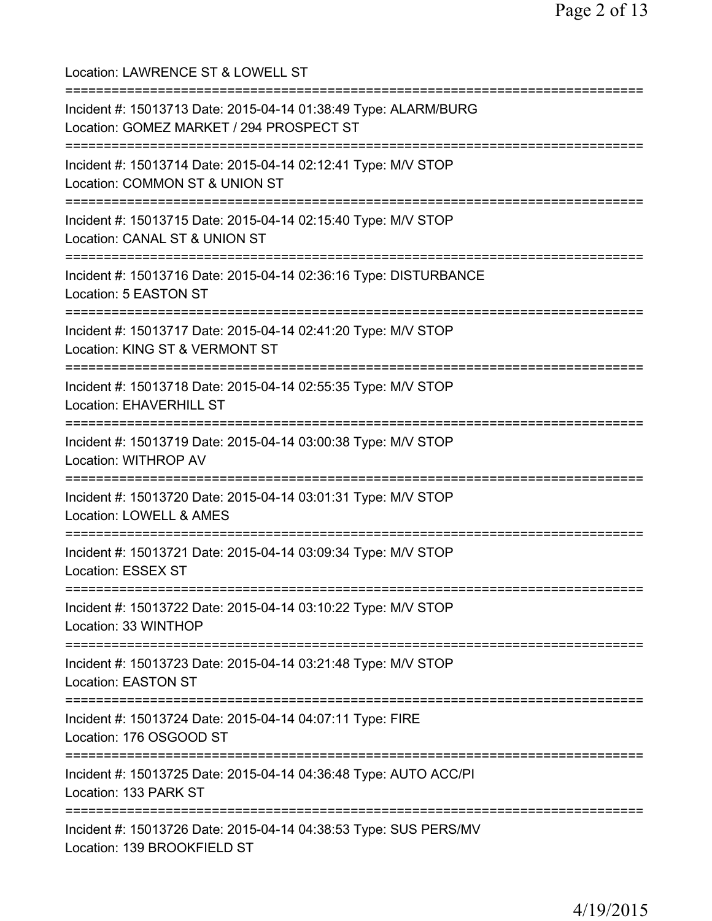Location: LAWRENCE ST & LOWELL ST

===========================================================================

Incident #: 15013713 Date: 2015-04-14 01:38:49 Type: ALARM/BURG
Location: GOMEZ MARKET / 294 PROSPECT ST

===========================================================================

Incident #: 15013714 Date: 2015-04-14 02:12:41 Type: M/V STOP
Location: COMMON ST & UNION ST

===========================================================================

Incident #: 15013715 Date: 2015-04-14 02:15:40 Type: M/V STOP
Location: CANAL ST & UNION ST

===========================================================================

Incident #: 15013716 Date: 2015-04-14 02:36:16 Type: DISTURBANCE
Location: 5 EASTON ST

===========================================================================

Incident #: 15013717 Date: 2015-04-14 02:41:20 Type: M/V STOP
Location: KING ST & VERMONT ST

===========================================================================

Incident #: 15013718 Date: 2015-04-14 02:55:35 Type: M/V STOP
Location: EHAVERHILL ST

===========================================================================

Incident #: 15013719 Date: 2015-04-14 03:00:38 Type: M/V STOP
Location: WITHROP AV

===========================================================================

Incident #: 15013720 Date: 2015-04-14 03:01:31 Type: M/V STOP
Location: LOWELL & AMES

===========================================================================

Incident #: 15013721 Date: 2015-04-14 03:09:34 Type: M/V STOP
Location: ESSEX ST

===========================================================================

Incident #: 15013722 Date: 2015-04-14 03:10:22 Type: M/V STOP
Location: 33 WINTHOP

===========================================================================

Incident #: 15013723 Date: 2015-04-14 03:21:48 Type: M/V STOP
Location: EASTON ST

===========================================================================

Incident #: 15013724 Date: 2015-04-14 04:07:11 Type: FIRE
Location: 176 OSGOOD ST

===========================================================================

Incident #: 15013725 Date: 2015-04-14 04:36:48 Type: AUTO ACC/PI
Location: 133 PARK ST

===========================================================================

Incident #: 15013726 Date: 2015-04-14 04:38:53 Type: SUS PERS/MV
Location: 139 BROOKFIELD ST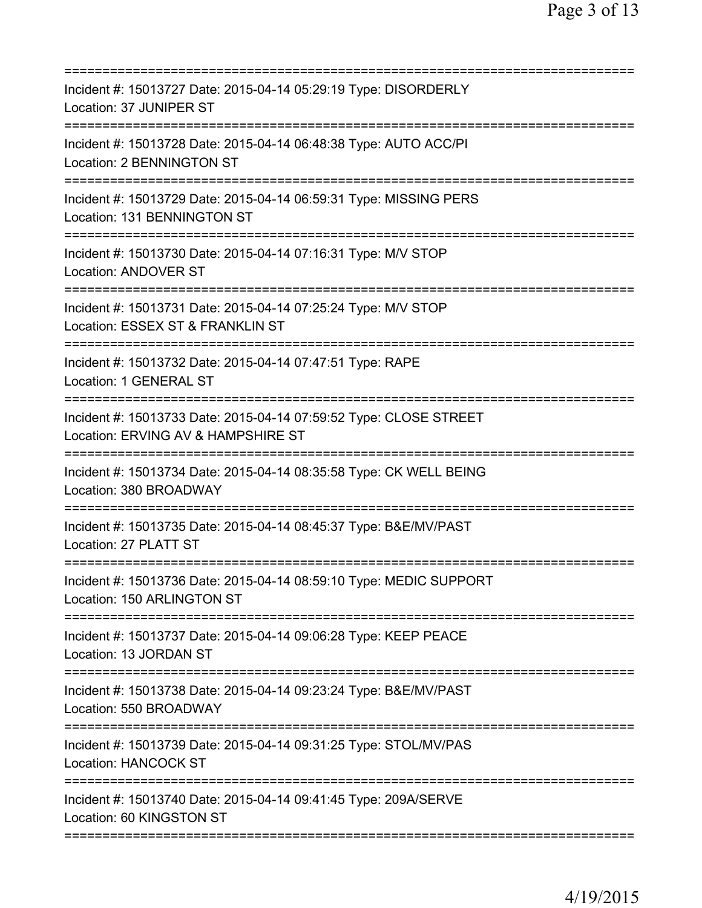===========================================================================
Incident #: 15013727 Date: 2015-04-14 05:29:19 Type: DISORDERLY
Location: 37 JUNIPER ST
===========================================================================
Incident #: 15013728 Date: 2015-04-14 06:48:38 Type: AUTO ACC/PI
Location: 2 BENNINGTON ST
===========================================================================
Incident #: 15013729 Date: 2015-04-14 06:59:31 Type: MISSING PERS
Location: 131 BENNINGTON ST
===========================================================================
Incident #: 15013730 Date: 2015-04-14 07:16:31 Type: M/V STOP
Location: ANDOVER ST
===========================================================================
Incident #: 15013731 Date: 2015-04-14 07:25:24 Type: M/V STOP
Location: ESSEX ST & FRANKLIN ST
===========================================================================
Incident #: 15013732 Date: 2015-04-14 07:47:51 Type: RAPE
Location: 1 GENERAL ST
===========================================================================
Incident #: 15013733 Date: 2015-04-14 07:59:52 Type: CLOSE STREET
Location: ERVING AV & HAMPSHIRE ST
===========================================================================
Incident #: 15013734 Date: 2015-04-14 08:35:58 Type: CK WELL BEING
Location: 380 BROADWAY
===========================================================================
Incident #: 15013735 Date: 2015-04-14 08:45:37 Type: B&E/MV/PAST
Location: 27 PLATT ST
===========================================================================
Incident #: 15013736 Date: 2015-04-14 08:59:10 Type: MEDIC SUPPORT
Location: 150 ARLINGTON ST
===========================================================================
Incident #: 15013737 Date: 2015-04-14 09:06:28 Type: KEEP PEACE
Location: 13 JORDAN ST
===========================================================================
Incident #: 15013738 Date: 2015-04-14 09:23:24 Type: B&E/MV/PAST
Location: 550 BROADWAY
===========================================================================
Incident #: 15013739 Date: 2015-04-14 09:31:25 Type: STOL/MV/PAS
Location: HANCOCK ST
===========================================================================
Incident #: 15013740 Date: 2015-04-14 09:41:45 Type: 209A/SERVE
Location: 60 KINGSTON ST
===========================================================================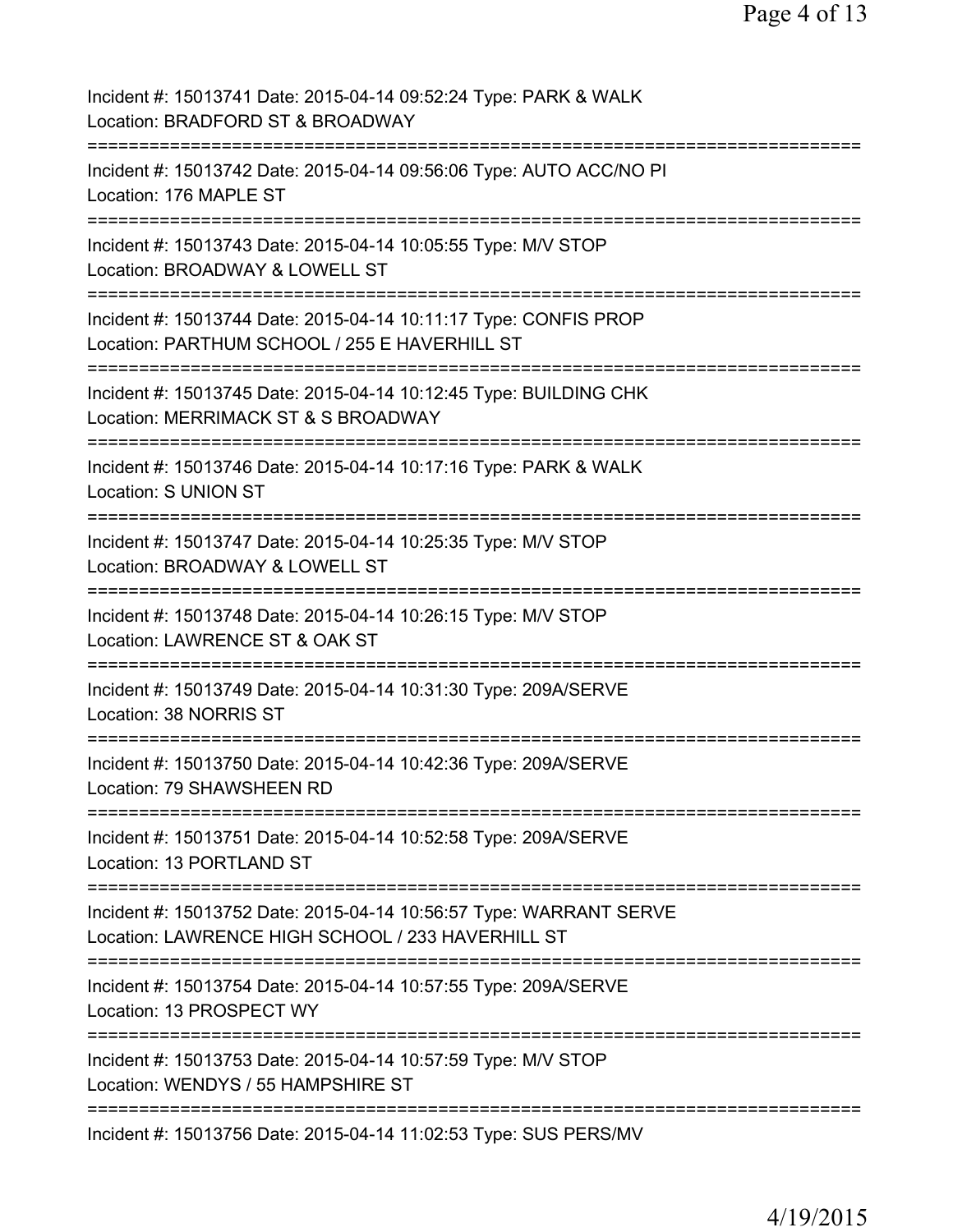Incident #: 15013741 Date: 2015-04-14 09:52:24 Type: PARK & WALK
Location: BRADFORD ST & BROADWAY

===========================================================================

Incident #: 15013742 Date: 2015-04-14 09:56:06 Type: AUTO ACC/NO PI
Location: 176 MAPLE ST

===========================================================================

Incident #: 15013743 Date: 2015-04-14 10:05:55 Type: M/V STOP
Location: BROADWAY & LOWELL ST

===========================================================================

Incident #: 15013744 Date: 2015-04-14 10:11:17 Type: CONFIS PROP
Location: PARTHUM SCHOOL / 255 E HAVERHILL ST

===========================================================================

Incident #: 15013745 Date: 2015-04-14 10:12:45 Type: BUILDING CHK
Location: MERRIMACK ST & S BROADWAY

===========================================================================

Incident #: 15013746 Date: 2015-04-14 10:17:16 Type: PARK & WALK
Location: S UNION ST

===========================================================================

Incident #: 15013747 Date: 2015-04-14 10:25:35 Type: M/V STOP
Location: BROADWAY & LOWELL ST

===========================================================================

Incident #: 15013748 Date: 2015-04-14 10:26:15 Type: M/V STOP
Location: LAWRENCE ST & OAK ST

===========================================================================

Incident #: 15013749 Date: 2015-04-14 10:31:30 Type: 209A/SERVE
Location: 38 NORRIS ST

===========================================================================

Incident #: 15013750 Date: 2015-04-14 10:42:36 Type: 209A/SERVE
Location: 79 SHAWSHEEN RD

===========================================================================

Incident #: 15013751 Date: 2015-04-14 10:52:58 Type: 209A/SERVE
Location: 13 PORTLAND ST

===========================================================================

Incident #: 15013752 Date: 2015-04-14 10:56:57 Type: WARRANT SERVE
Location: LAWRENCE HIGH SCHOOL / 233 HAVERHILL ST

===========================================================================

Incident #: 15013754 Date: 2015-04-14 10:57:55 Type: 209A/SERVE
Location: 13 PROSPECT WY

===========================================================================

Incident #: 15013753 Date: 2015-04-14 10:57:59 Type: M/V STOP
Location: WENDYS / 55 HAMPSHIRE ST

===========================================================================

Incident #: 15013756 Date: 2015-04-14 11:02:53 Type: SUS PERS/MV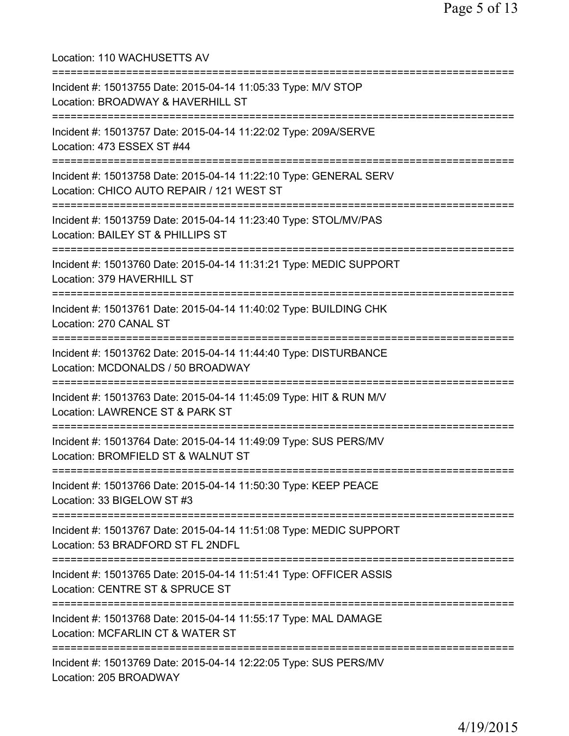Location: 110 WACHUSETTS AV

===========================================================================

Incident #: 15013755 Date: 2015-04-14 11:05:33 Type: M/V STOP
Location: BROADWAY & HAVERHILL ST

===========================================================================

Incident #: 15013757 Date: 2015-04-14 11:22:02 Type: 209A/SERVE
Location: 473 ESSEX ST #44

===========================================================================

Incident #: 15013758 Date: 2015-04-14 11:22:10 Type: GENERAL SERV
Location: CHICO AUTO REPAIR / 121 WEST ST

===========================================================================

Incident #: 15013759 Date: 2015-04-14 11:23:40 Type: STOL/MV/PAS
Location: BAILEY ST & PHILLIPS ST

===========================================================================

Incident #: 15013760 Date: 2015-04-14 11:31:21 Type: MEDIC SUPPORT
Location: 379 HAVERHILL ST

===========================================================================

Incident #: 15013761 Date: 2015-04-14 11:40:02 Type: BUILDING CHK
Location: 270 CANAL ST

===========================================================================

Incident #: 15013762 Date: 2015-04-14 11:44:40 Type: DISTURBANCE
Location: MCDONALDS / 50 BROADWAY

===========================================================================

Incident #: 15013763 Date: 2015-04-14 11:45:09 Type: HIT & RUN M/V
Location: LAWRENCE ST & PARK ST

===========================================================================

Incident #: 15013764 Date: 2015-04-14 11:49:09 Type: SUS PERS/MV
Location: BROMFIELD ST & WALNUT ST

===========================================================================

Incident #: 15013766 Date: 2015-04-14 11:50:30 Type: KEEP PEACE
Location: 33 BIGELOW ST #3

===========================================================================

Incident #: 15013767 Date: 2015-04-14 11:51:08 Type: MEDIC SUPPORT
Location: 53 BRADFORD ST FL 2NDFL

===========================================================================

Incident #: 15013765 Date: 2015-04-14 11:51:41 Type: OFFICER ASSIS
Location: CENTRE ST & SPRUCE ST

===========================================================================

Incident #: 15013768 Date: 2015-04-14 11:55:17 Type: MAL DAMAGE
Location: MCFARLIN CT & WATER ST

===========================================================================

Incident #: 15013769 Date: 2015-04-14 12:22:05 Type: SUS PERS/MV
Location: 205 BROADWAY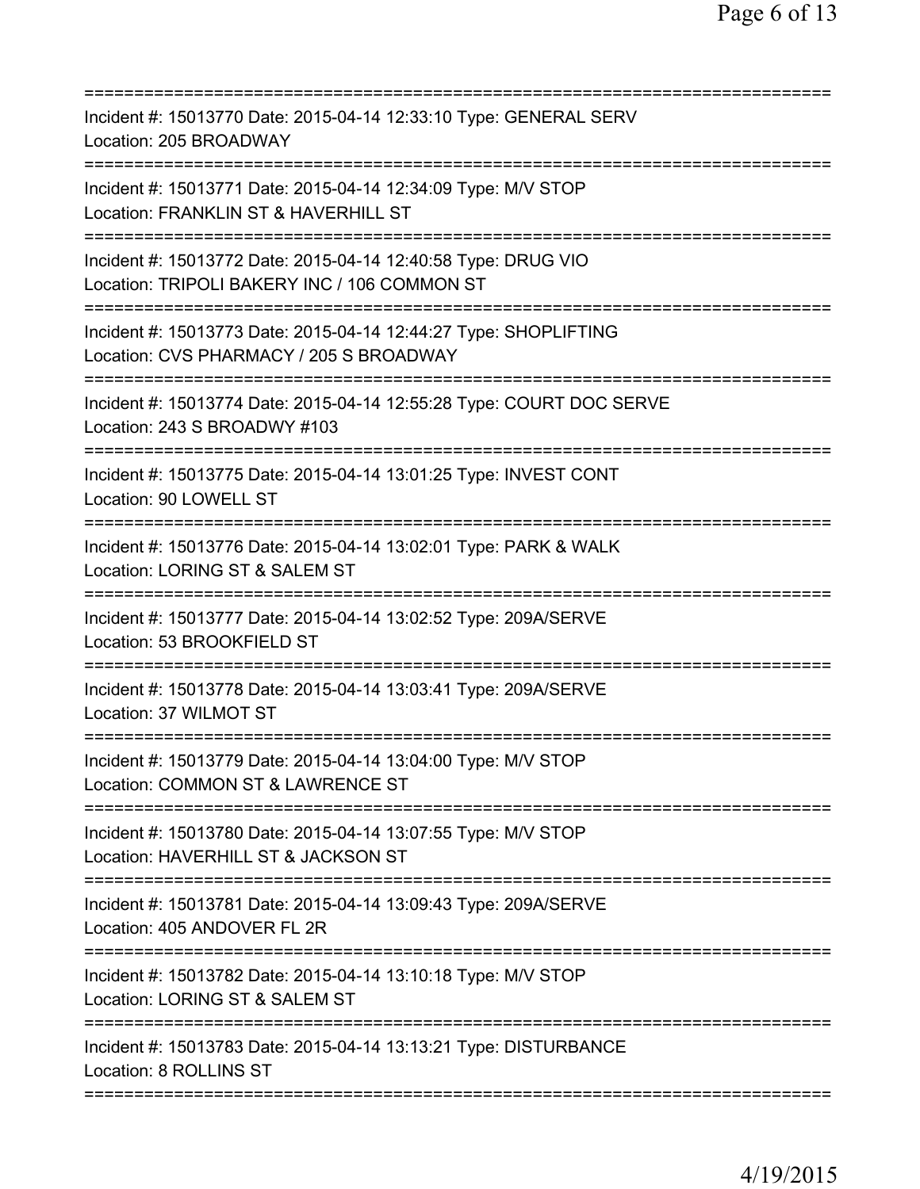===========================================================================
Incident #: 15013770 Date: 2015-04-14 12:33:10 Type: GENERAL SERV
Location: 205 BROADWAY
===========================================================================
Incident #: 15013771 Date: 2015-04-14 12:34:09 Type: M/V STOP
Location: FRANKLIN ST & HAVERHILL ST
===========================================================================
Incident #: 15013772 Date: 2015-04-14 12:40:58 Type: DRUG VIO
Location: TRIPOLI BAKERY INC / 106 COMMON ST
===========================================================================
Incident #: 15013773 Date: 2015-04-14 12:44:27 Type: SHOPLIFTING
Location: CVS PHARMACY / 205 S BROADWAY
===========================================================================
Incident #: 15013774 Date: 2015-04-14 12:55:28 Type: COURT DOC SERVE
Location: 243 S BROADWY #103
===========================================================================
Incident #: 15013775 Date: 2015-04-14 13:01:25 Type: INVEST CONT
Location: 90 LOWELL ST
===========================================================================
Incident #: 15013776 Date: 2015-04-14 13:02:01 Type: PARK & WALK
Location: LORING ST & SALEM ST
===========================================================================
Incident #: 15013777 Date: 2015-04-14 13:02:52 Type: 209A/SERVE
Location: 53 BROOKFIELD ST
===========================================================================
Incident #: 15013778 Date: 2015-04-14 13:03:41 Type: 209A/SERVE
Location: 37 WILMOT ST
===========================================================================
Incident #: 15013779 Date: 2015-04-14 13:04:00 Type: M/V STOP
Location: COMMON ST & LAWRENCE ST
===========================================================================
Incident #: 15013780 Date: 2015-04-14 13:07:55 Type: M/V STOP
Location: HAVERHILL ST & JACKSON ST
===========================================================================
Incident #: 15013781 Date: 2015-04-14 13:09:43 Type: 209A/SERVE
Location: 405 ANDOVER FL 2R
===========================================================================
Incident #: 15013782 Date: 2015-04-14 13:10:18 Type: M/V STOP
Location: LORING ST & SALEM ST
===========================================================================
Incident #: 15013783 Date: 2015-04-14 13:13:21 Type: DISTURBANCE
Location: 8 ROLLINS ST
===========================================================================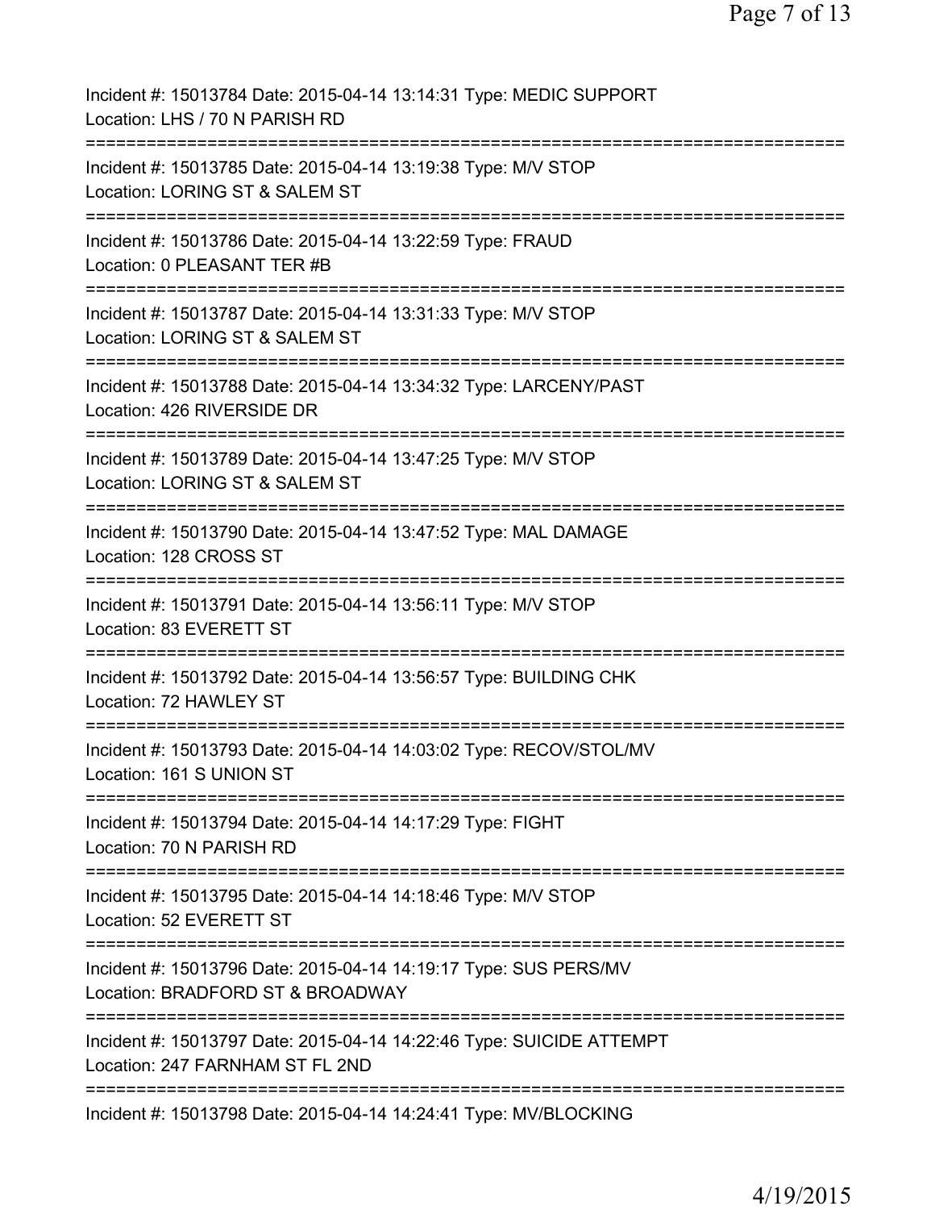Incident #: 15013784 Date: 2015-04-14 13:14:31 Type: MEDIC SUPPORT
Location: LHS / 70 N PARISH RD
===========================================================================
Incident #: 15013785 Date: 2015-04-14 13:19:38 Type: M/V STOP
Location: LORING ST & SALEM ST
===========================================================================
Incident #: 15013786 Date: 2015-04-14 13:22:59 Type: FRAUD
Location: 0 PLEASANT TER #B
===========================================================================
Incident #: 15013787 Date: 2015-04-14 13:31:33 Type: M/V STOP
Location: LORING ST & SALEM ST
===========================================================================
Incident #: 15013788 Date: 2015-04-14 13:34:32 Type: LARCENY/PAST
Location: 426 RIVERSIDE DR
===========================================================================
Incident #: 15013789 Date: 2015-04-14 13:47:25 Type: M/V STOP
Location: LORING ST & SALEM ST
===========================================================================
Incident #: 15013790 Date: 2015-04-14 13:47:52 Type: MAL DAMAGE
Location: 128 CROSS ST
===========================================================================
Incident #: 15013791 Date: 2015-04-14 13:56:11 Type: M/V STOP
Location: 83 EVERETT ST
===========================================================================
Incident #: 15013792 Date: 2015-04-14 13:56:57 Type: BUILDING CHK
Location: 72 HAWLEY ST
===========================================================================
Incident #: 15013793 Date: 2015-04-14 14:03:02 Type: RECOV/STOL/MV
Location: 161 S UNION ST
===========================================================================
Incident #: 15013794 Date: 2015-04-14 14:17:29 Type: FIGHT
Location: 70 N PARISH RD
===========================================================================
Incident #: 15013795 Date: 2015-04-14 14:18:46 Type: M/V STOP
Location: 52 EVERETT ST
===========================================================================
Incident #: 15013796 Date: 2015-04-14 14:19:17 Type: SUS PERS/MV
Location: BRADFORD ST & BROADWAY
===========================================================================
Incident #: 15013797 Date: 2015-04-14 14:22:46 Type: SUICIDE ATTEMPT
Location: 247 FARNHAM ST FL 2ND
===========================================================================
Incident #: 15013798 Date: 2015-04-14 14:24:41 Type: MV/BLOCKING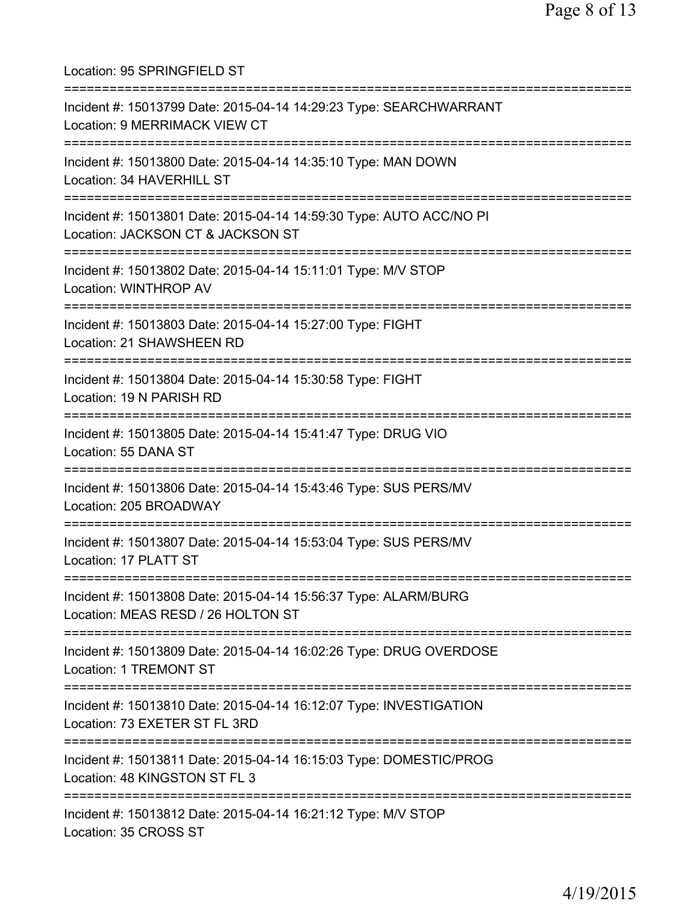Location: 95 SPRINGFIELD ST

===========================================================================

Incident #: 15013799 Date: 2015-04-14 14:29:23 Type: SEARCHWARRANT
Location: 9 MERRIMACK VIEW CT

===========================================================================

Incident #: 15013800 Date: 2015-04-14 14:35:10 Type: MAN DOWN
Location: 34 HAVERHILL ST

===========================================================================

Incident #: 15013801 Date: 2015-04-14 14:59:30 Type: AUTO ACC/NO PI
Location: JACKSON CT & JACKSON ST

===========================================================================

Incident #: 15013802 Date: 2015-04-14 15:11:01 Type: M/V STOP
Location: WINTHROP AV

===========================================================================

Incident #: 15013803 Date: 2015-04-14 15:27:00 Type: FIGHT
Location: 21 SHAWSHEEN RD

===========================================================================

Incident #: 15013804 Date: 2015-04-14 15:30:58 Type: FIGHT
Location: 19 N PARISH RD

===========================================================================

Incident #: 15013805 Date: 2015-04-14 15:41:47 Type: DRUG VIO
Location: 55 DANA ST

===========================================================================

Incident #: 15013806 Date: 2015-04-14 15:43:46 Type: SUS PERS/MV
Location: 205 BROADWAY

===========================================================================

Incident #: 15013807 Date: 2015-04-14 15:53:04 Type: SUS PERS/MV
Location: 17 PLATT ST

===========================================================================

Incident #: 15013808 Date: 2015-04-14 15:56:37 Type: ALARM/BURG
Location: MEAS RESD / 26 HOLTON ST

===========================================================================

Incident #: 15013809 Date: 2015-04-14 16:02:26 Type: DRUG OVERDOSE
Location: 1 TREMONT ST

===========================================================================

Incident #: 15013810 Date: 2015-04-14 16:12:07 Type: INVESTIGATION
Location: 73 EXETER ST FL 3RD

===========================================================================

Incident #: 15013811 Date: 2015-04-14 16:15:03 Type: DOMESTIC/PROG
Location: 48 KINGSTON ST FL 3

===========================================================================

Incident #: 15013812 Date: 2015-04-14 16:21:12 Type: M/V STOP
Location: 35 CROSS ST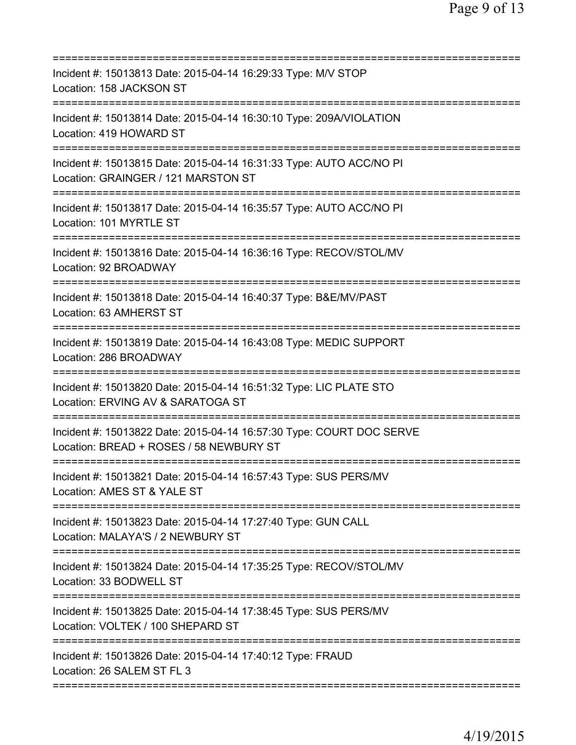===========================================================================
Incident #: 15013813 Date: 2015-04-14 16:29:33 Type: M/V STOP
Location: 158 JACKSON ST
===========================================================================
Incident #: 15013814 Date: 2015-04-14 16:30:10 Type: 209A/VIOLATION
Location: 419 HOWARD ST
===========================================================================
Incident #: 15013815 Date: 2015-04-14 16:31:33 Type: AUTO ACC/NO PI
Location: GRAINGER / 121 MARSTON ST
===========================================================================
Incident #: 15013817 Date: 2015-04-14 16:35:57 Type: AUTO ACC/NO PI
Location: 101 MYRTLE ST
===========================================================================
Incident #: 15013816 Date: 2015-04-14 16:36:16 Type: RECOV/STOL/MV
Location: 92 BROADWAY
===========================================================================
Incident #: 15013818 Date: 2015-04-14 16:40:37 Type: B&E/MV/PAST
Location: 63 AMHERST ST
===========================================================================
Incident #: 15013819 Date: 2015-04-14 16:43:08 Type: MEDIC SUPPORT
Location: 286 BROADWAY
===========================================================================
Incident #: 15013820 Date: 2015-04-14 16:51:32 Type: LIC PLATE STO
Location: ERVING AV & SARATOGA ST
===========================================================================
Incident #: 15013822 Date: 2015-04-14 16:57:30 Type: COURT DOC SERVE
Location: BREAD + ROSES / 58 NEWBURY ST
===========================================================================
Incident #: 15013821 Date: 2015-04-14 16:57:43 Type: SUS PERS/MV
Location: AMES ST & YALE ST
===========================================================================
Incident #: 15013823 Date: 2015-04-14 17:27:40 Type: GUN CALL
Location: MALAYA'S / 2 NEWBURY ST
===========================================================================
Incident #: 15013824 Date: 2015-04-14 17:35:25 Type: RECOV/STOL/MV
Location: 33 BODWELL ST
===========================================================================
Incident #: 15013825 Date: 2015-04-14 17:38:45 Type: SUS PERS/MV
Location: VOLTEK / 100 SHEPARD ST
===========================================================================
Incident #: 15013826 Date: 2015-04-14 17:40:12 Type: FRAUD
Location: 26 SALEM ST FL 3
===========================================================================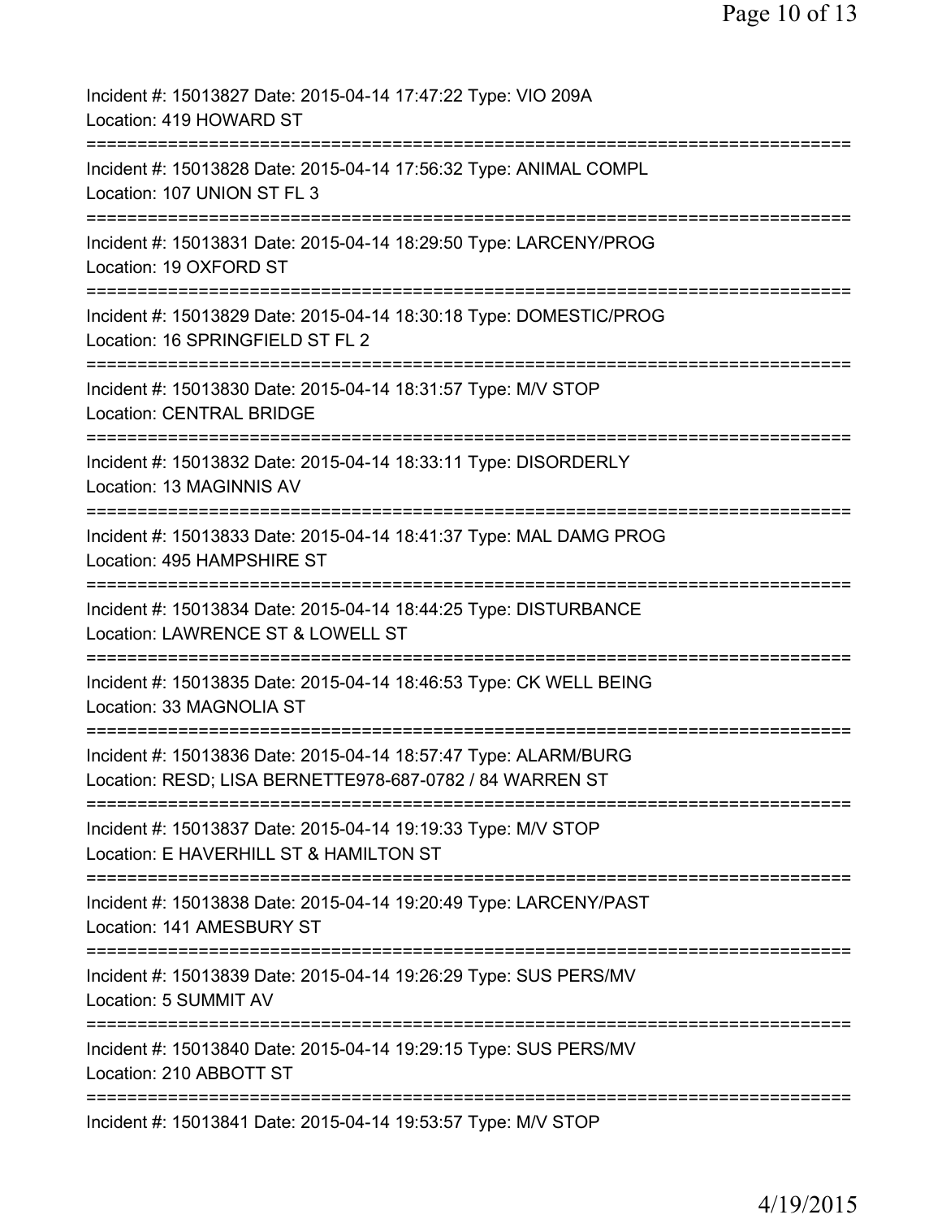Incident #: 15013827 Date: 2015-04-14 17:47:22 Type: VIO 209A
Location: 419 HOWARD ST
===========================================================================
Incident #: 15013828 Date: 2015-04-14 17:56:32 Type: ANIMAL COMPL
Location: 107 UNION ST FL 3
===========================================================================
Incident #: 15013831 Date: 2015-04-14 18:29:50 Type: LARCENY/PROG
Location: 19 OXFORD ST
===========================================================================
Incident #: 15013829 Date: 2015-04-14 18:30:18 Type: DOMESTIC/PROG
Location: 16 SPRINGFIELD ST FL 2
===========================================================================
Incident #: 15013830 Date: 2015-04-14 18:31:57 Type: M/V STOP
Location: CENTRAL BRIDGE
===========================================================================
Incident #: 15013832 Date: 2015-04-14 18:33:11 Type: DISORDERLY
Location: 13 MAGINNIS AV
===========================================================================
Incident #: 15013833 Date: 2015-04-14 18:41:37 Type: MAL DAMG PROG
Location: 495 HAMPSHIRE ST
===========================================================================
Incident #: 15013834 Date: 2015-04-14 18:44:25 Type: DISTURBANCE
Location: LAWRENCE ST & LOWELL ST
===========================================================================
Incident #: 15013835 Date: 2015-04-14 18:46:53 Type: CK WELL BEING
Location: 33 MAGNOLIA ST
===========================================================================
Incident #: 15013836 Date: 2015-04-14 18:57:47 Type: ALARM/BURG
Location: RESD; LISA BERNETTE978-687-0782 / 84 WARREN ST
===========================================================================
Incident #: 15013837 Date: 2015-04-14 19:19:33 Type: M/V STOP
Location: E HAVERHILL ST & HAMILTON ST
===========================================================================
Incident #: 15013838 Date: 2015-04-14 19:20:49 Type: LARCENY/PAST
Location: 141 AMESBURY ST
===========================================================================
Incident #: 15013839 Date: 2015-04-14 19:26:29 Type: SUS PERS/MV
Location: 5 SUMMIT AV
===========================================================================
Incident #: 15013840 Date: 2015-04-14 19:29:15 Type: SUS PERS/MV
Location: 210 ABBOTT ST
===========================================================================
Incident #: 15013841 Date: 2015-04-14 19:53:57 Type: M/V STOP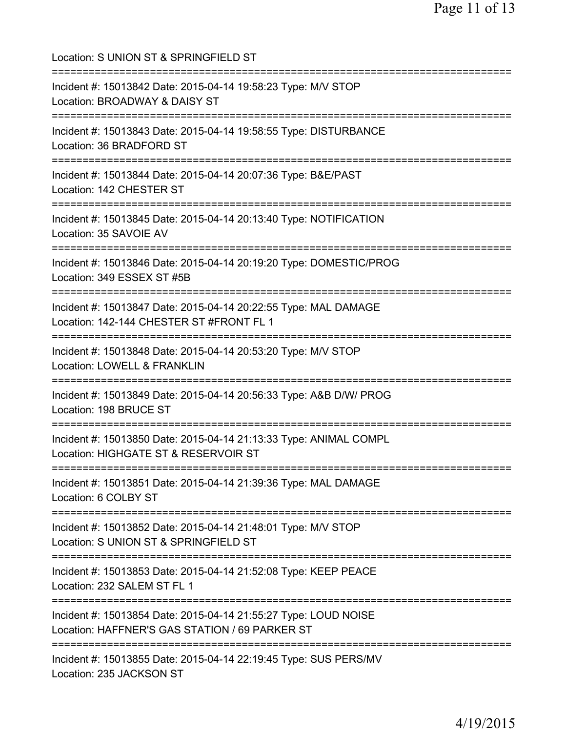Location: S UNION ST & SPRINGFIELD ST

===========================================================================

Incident #: 15013842 Date: 2015-04-14 19:58:23 Type: M/V STOP
Location: BROADWAY & DAISY ST

===========================================================================

Incident #: 15013843 Date: 2015-04-14 19:58:55 Type: DISTURBANCE
Location: 36 BRADFORD ST

===========================================================================

Incident #: 15013844 Date: 2015-04-14 20:07:36 Type: B&E/PAST
Location: 142 CHESTER ST

===========================================================================

Incident #: 15013845 Date: 2015-04-14 20:13:40 Type: NOTIFICATION
Location: 35 SAVOIE AV

===========================================================================

Incident #: 15013846 Date: 2015-04-14 20:19:20 Type: DOMESTIC/PROG
Location: 349 ESSEX ST #5B

===========================================================================

Incident #: 15013847 Date: 2015-04-14 20:22:55 Type: MAL DAMAGE
Location: 142-144 CHESTER ST #FRONT FL 1

===========================================================================

Incident #: 15013848 Date: 2015-04-14 20:53:20 Type: M/V STOP
Location: LOWELL & FRANKLIN

===========================================================================

Incident #: 15013849 Date: 2015-04-14 20:56:33 Type: A&B D/W/ PROG
Location: 198 BRUCE ST

===========================================================================

Incident #: 15013850 Date: 2015-04-14 21:13:33 Type: ANIMAL COMPL
Location: HIGHGATE ST & RESERVOIR ST

===========================================================================

Incident #: 15013851 Date: 2015-04-14 21:39:36 Type: MAL DAMAGE
Location: 6 COLBY ST

===========================================================================

Incident #: 15013852 Date: 2015-04-14 21:48:01 Type: M/V STOP
Location: S UNION ST & SPRINGFIELD ST

===========================================================================

Incident #: 15013853 Date: 2015-04-14 21:52:08 Type: KEEP PEACE
Location: 232 SALEM ST FL 1

===========================================================================

Incident #: 15013854 Date: 2015-04-14 21:55:27 Type: LOUD NOISE
Location: HAFFNER'S GAS STATION / 69 PARKER ST

===========================================================================

Incident #: 15013855 Date: 2015-04-14 22:19:45 Type: SUS PERS/MV
Location: 235 JACKSON ST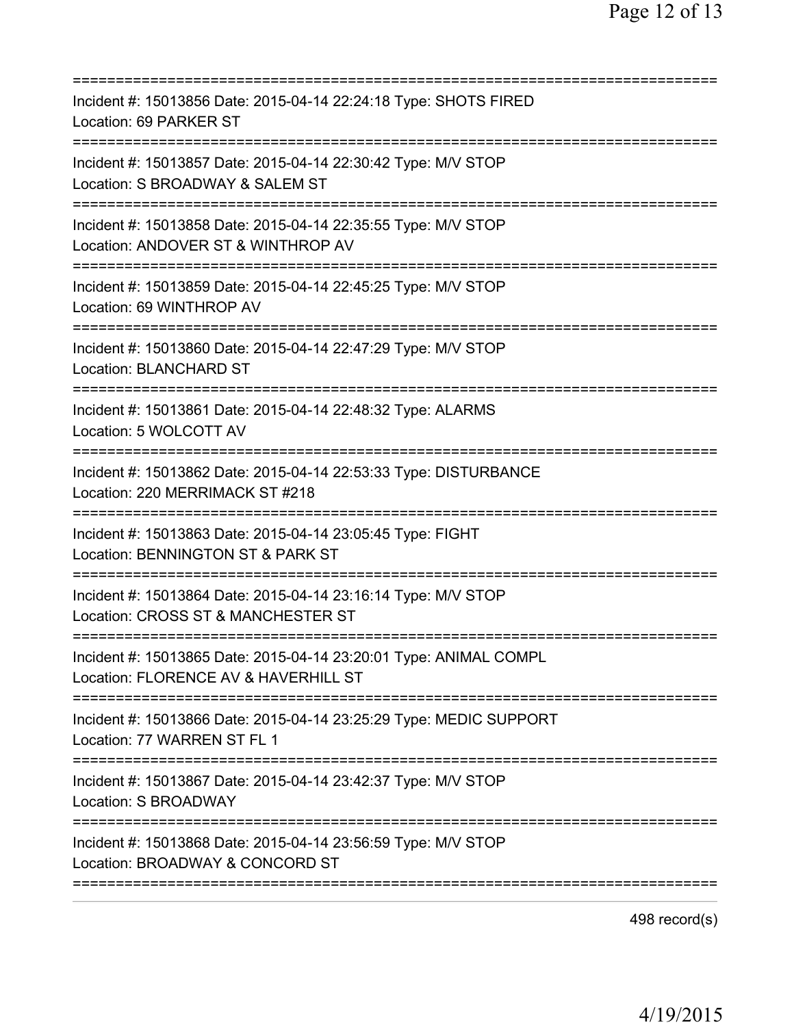Incident #: 15013856 Date: 2015-04-14 22:24:18 Type: SHOTS FIRED
Location: 69 PARKER ST

Incident #: 15013857 Date: 2015-04-14 22:30:42 Type: M/V STOP
Location: S BROADWAY & SALEM ST

Incident #: 15013858 Date: 2015-04-14 22:35:55 Type: M/V STOP
Location: ANDOVER ST & WINTHROP AV

Incident #: 15013859 Date: 2015-04-14 22:45:25 Type: M/V STOP
Location: 69 WINTHROP AV

Incident #: 15013860 Date: 2015-04-14 22:47:29 Type: M/V STOP
Location: BLANCHARD ST

Incident #: 15013861 Date: 2015-04-14 22:48:32 Type: ALARMS
Location: 5 WOLCOTT AV

Incident #: 15013862 Date: 2015-04-14 22:53:33 Type: DISTURBANCE
Location: 220 MERRIMACK ST #218

Incident #: 15013863 Date: 2015-04-14 23:05:45 Type: FIGHT
Location: BENNINGTON ST & PARK ST

Incident #: 15013864 Date: 2015-04-14 23:16:14 Type: M/V STOP
Location: CROSS ST & MANCHESTER ST

Incident #: 15013865 Date: 2015-04-14 23:20:01 Type: ANIMAL COMPL
Location: FLORENCE AV & HAVERHILL ST

Incident #: 15013866 Date: 2015-04-14 23:25:29 Type: MEDIC SUPPORT
Location: 77 WARREN ST FL 1

Incident #: 15013867 Date: 2015-04-14 23:42:37 Type: M/V STOP
Location: S BROADWAY

Incident #: 15013868 Date: 2015-04-14 23:56:59 Type: M/V STOP
Location: BROADWAY & CONCORD ST

498 record(s)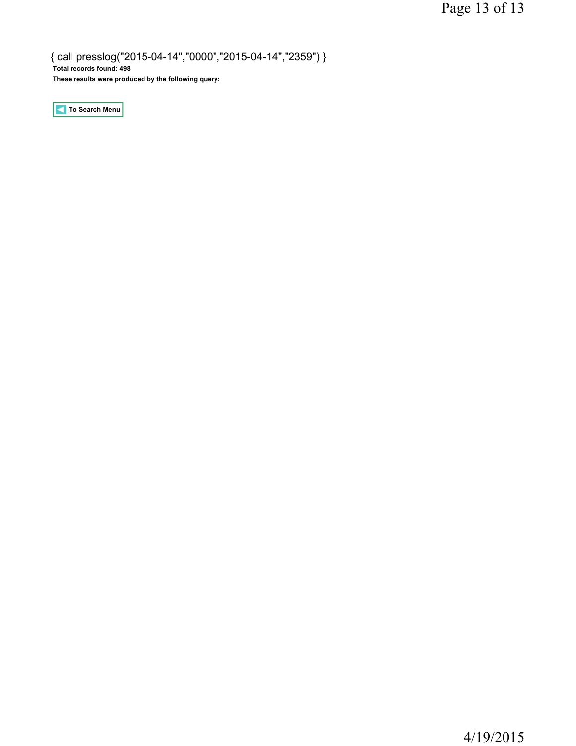{ call presslog("2015-04-14","0000","2015-04-14","2359") }

**Total records found: 498**

**These results were produced by the following query:**

**To Search Menu**